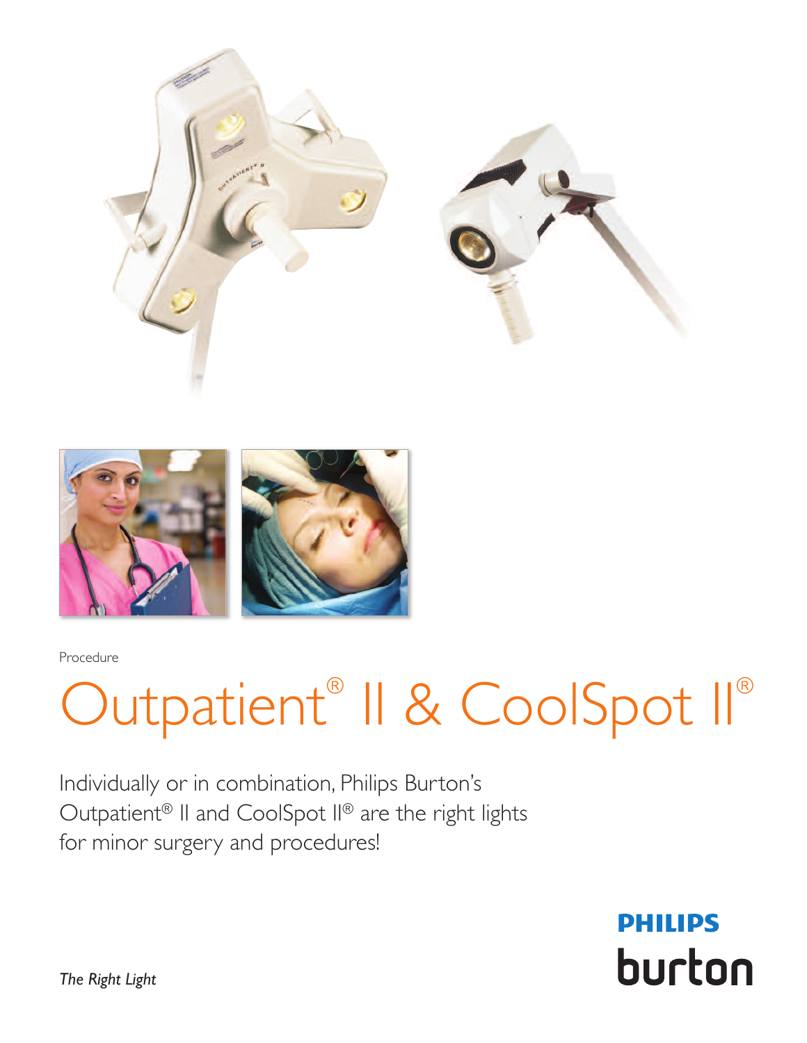Procedure

# Outpatient® II & CoolSpot II®

Individually or in combination, Philips Burton's Outpatient® II and CoolSpot II® are the right lights for minor surgery and procedures!

*The Right Light*

PHILIPS
burton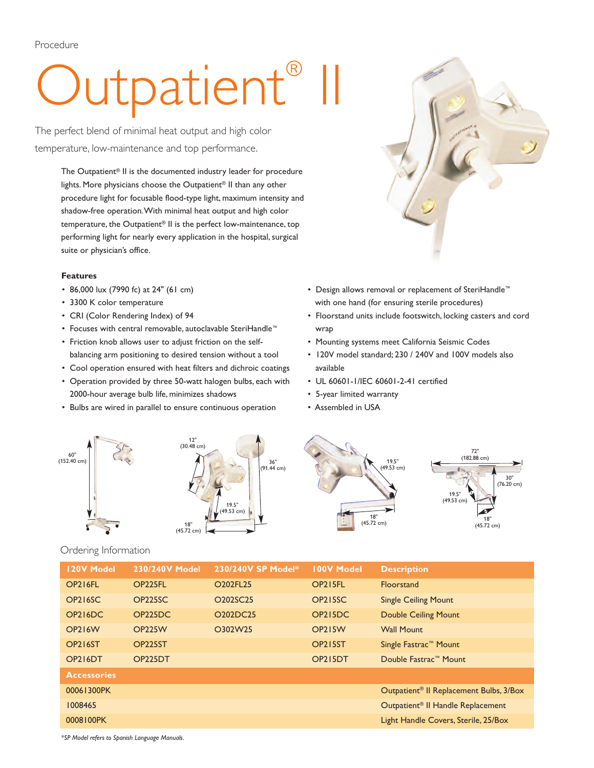Procedure

# Outpatient® II

The perfect blend of minimal heat output and high color temperature, low-maintenance and top performance.

The Outpatient® II is the documented industry leader for procedure lights. More physicians choose the Outpatient® II than any other procedure light for focusable flood-type light, maximum intensity and shadow-free operation. With minimal heat output and high color temperature, the Outpatient® II is the perfect low-maintenance, top performing light for nearly every application in the hospital, surgical suite or physician's office.

### Features

- 86,000 lux (7990 fc) at 24" (61 cm)
- 3300 K color temperature
- CRI (Color Rendering Index) of 94
- Focuses with central removable, autoclavable SteriHandle™
- Friction knob allows user to adjust friction on the self-balancing arm positioning to desired tension without a tool
- Cool operation ensured with heat filters and dichroic coatings
- Operation provided by three 50-watt halogen bulbs, each with 2000-hour average bulb life, minimizes shadows
- Bulbs are wired in parallel to ensure continuous operation
- Design allows removal or replacement of SteriHandle™ with one hand (for ensuring sterile procedures)
- Floorstand units include footswitch, locking casters and cord wrap
- Mounting systems meet California Seismic Codes
- 120V model standard; 230 / 240V and 100V models also available
- UL 60601-1/IEC 60601-2-41 certified
- 5-year limited warranty
- Assembled in USA

60" (152.40 cm)

12" (30.48 cm) 36" (91.44 cm) 19.5" (49.53 cm) 18" (45.72 cm)

19.5" (49.53 cm) 18" (45.72 cm)

72" (182.88 cm) 30" (76.20 cm) 19.5" (49.53 cm) 18" (45.72 cm)

## Ordering Information

| 120V Model | 230/240V Model | 230/240V SP Model* | 100V Model | Description |
|---|---|---|---|---|
| OP216FL | OP225FL | O202FL25 | OP215FL | Floorstand |
| OP216SC | OP225SC | O202SC25 | OP215SC | Single Ceiling Mount |
| OP216DC | OP225DC | O202DC25 | OP215DC | Double Ceiling Mount |
| OP216W | OP225W | O302W25 | OP215W | Wall Mount |
| OP216ST | OP225ST | | OP215ST | Single Fastrac™ Mount |
| OP216DT | OP225DT | | OP215DT | Double Fastrac™ Mount |
| **Accessories** | | | | |
| 00061300PK | | | | Outpatient® II Replacement Bulbs, 3/Box |
| 1008465 | | | | Outpatient® II Handle Replacement |
| 0008100PK | | | | Light Handle Covers, Sterile, 25/Box |

*\*SP Model refers to Spanish Language Manuals.*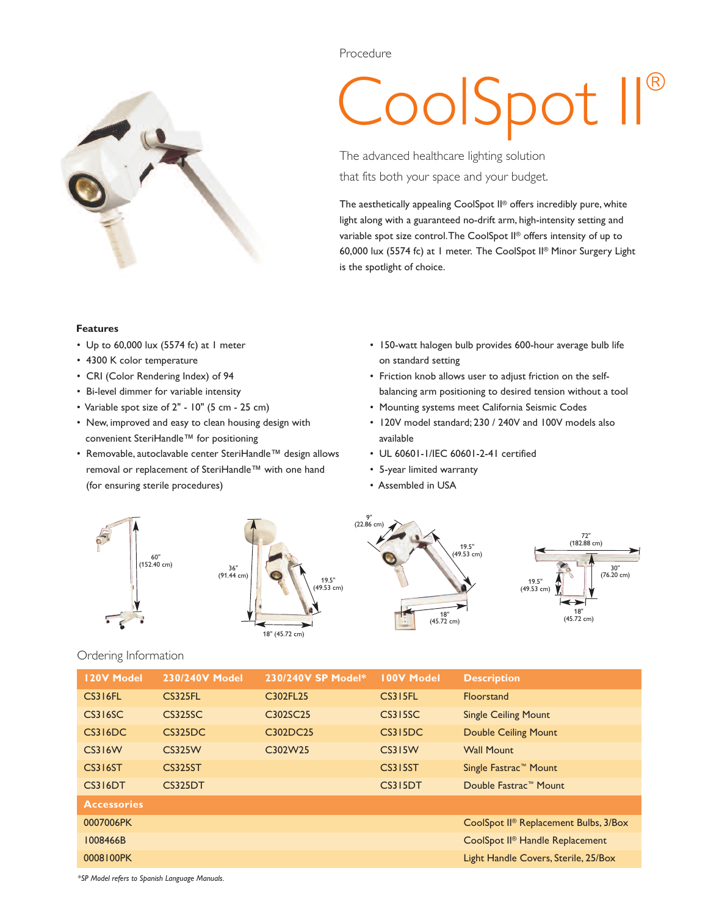Procedure

# CoolSpot II®

The advanced healthcare lighting solution that fits both your space and your budget.

The aesthetically appealing CoolSpot II® offers incredibly pure, white light along with a guaranteed no-drift arm, high-intensity setting and variable spot size control. The CoolSpot II® offers intensity of up to 60,000 lux (5574 fc) at 1 meter. The CoolSpot II® Minor Surgery Light is the spotlight of choice.

**Features**

- Up to 60,000 lux (5574 fc) at 1 meter
- 4300 K color temperature
- CRI (Color Rendering Index) of 94
- Bi-level dimmer for variable intensity
- Variable spot size of 2" - 10" (5 cm - 25 cm)
- New, improved and easy to clean housing design with convenient SteriHandle™ for positioning
- Removable, autoclavable center SteriHandle™ design allows removal or replacement of SteriHandle™ with one hand (for ensuring sterile procedures)
- 150-watt halogen bulb provides 600-hour average bulb life on standard setting
- Friction knob allows user to adjust friction on the self-balancing arm positioning to desired tension without a tool
- Mounting systems meet California Seismic Codes
- 120V model standard; 230 / 240V and 100V models also available
- UL 60601-1/IEC 60601-2-41 certified
- 5-year limited warranty
- Assembled in USA

60" (152.40 cm)

36" (91.44 cm) 19.5" (49.53 cm) 18" (45.72 cm)

9" (22.86 cm) 19.5" (49.53 cm) 18" (45.72 cm)

72" (182.88 cm) 30" (76.20 cm) 19.5" (49.53 cm) 18" (45.72 cm)

## Ordering Information

| 120V Model | 230/240V Model | 230/240V SP Model* | 100V Model | Description |
|---|---|---|---|---|
| CS316FL | CS325FL | C302FL25 | CS315FL | Floorstand |
| CS316SC | CS325SC | C302SC25 | CS315SC | Single Ceiling Mount |
| CS316DC | CS325DC | C302DC25 | CS315DC | Double Ceiling Mount |
| CS316W | CS325W | C302W25 | CS315W | Wall Mount |
| CS316ST | CS325ST | | CS315ST | Single Fastrac™ Mount |
| CS316DT | CS325DT | | CS315DT | Double Fastrac™ Mount |
| **Accessories** | | | | |
| 0007006PK | | | | CoolSpot II® Replacement Bulbs, 3/Box |
| 1008466B | | | | CoolSpot II® Handle Replacement |
| 0008100PK | | | | Light Handle Covers, Sterile, 25/Box |

*\*SP Model refers to Spanish Language Manuals.*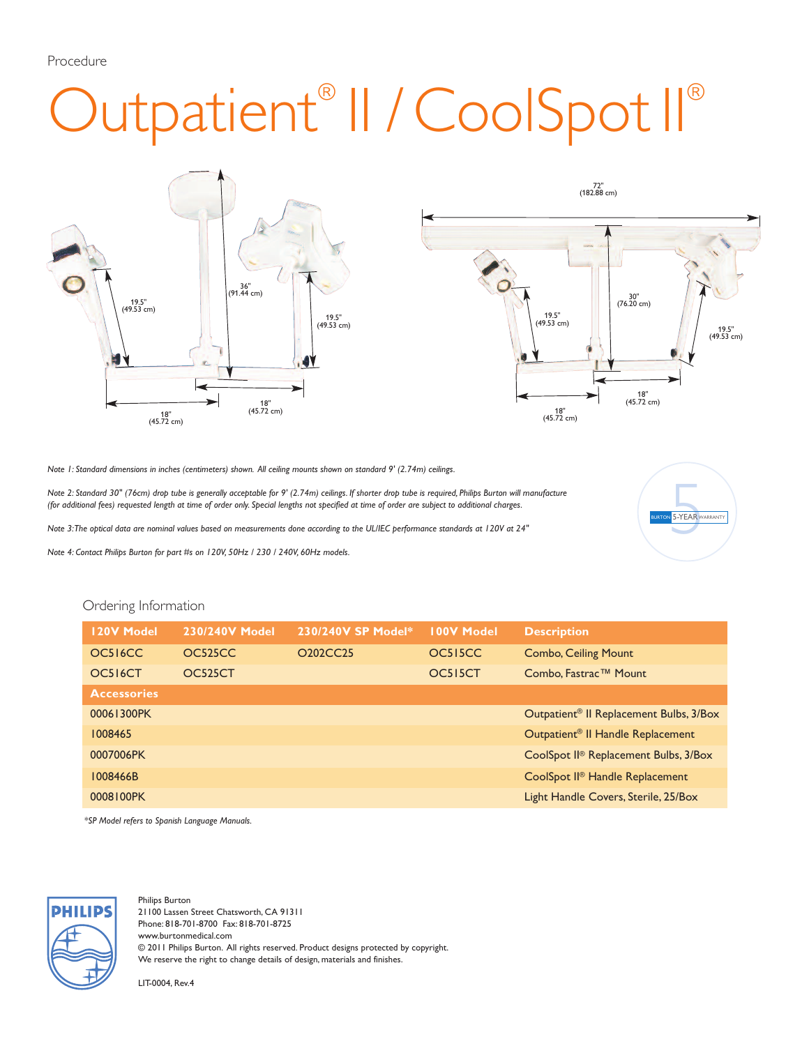Procedure

# Outpatient® II / CoolSpot II®

19.5"
(49.53 cm)

36"
(91.44 cm)

19.5"
(49.53 cm)

18"
(45.72 cm)

18"
(45.72 cm)

72"
(182.88 cm)

30"
(76.20 cm)

19.5"
(49.53 cm)

19.5"
(49.53 cm)

18"
(45.72 cm)

18"
(45.72 cm)

*Note 1: Standard dimensions in inches (centimeters) shown. All ceiling mounts shown on standard 9' (2.74m) ceilings.*

*Note 2: Standard 30" (76cm) drop tube is generally acceptable for 9' (2.74m) ceilings. If shorter drop tube is required, Philips Burton will manufacture (for additional fees) requested length at time of order only. Special lengths not specified at time of order are subject to additional charges.*

*Note 3: The optical data are nominal values based on measurements done according to the UL/IEC performance standards at 120V at 24"*

*Note 4: Contact Philips Burton for part #s on 120V, 50Hz / 230 / 240V, 60Hz models.*

BURTON 5-YEAR WARRANTY

## Ordering Information

| 120V Model | 230/240V Model | 230/240V SP Model* | 100V Model | Description |
|---|---|---|---|---|
| OC516CC | OC525CC | O202CC25 | OC515CC | Combo, Ceiling Mount |
| OC516CT | OC525CT | | OC515CT | Combo, Fastrac™ Mount |
| **Accessories** | | | | |
| 00061300PK | | | | Outpatient® II Replacement Bulbs, 3/Box |
| 1008465 | | | | Outpatient® II Handle Replacement |
| 0007006PK | | | | CoolSpot II® Replacement Bulbs, 3/Box |
| 1008466B | | | | CoolSpot II® Handle Replacement |
| 0008100PK | | | | Light Handle Covers, Sterile, 25/Box |

*\*SP Model refers to Spanish Language Manuals.*

PHILIPS

Philips Burton
21100 Lassen Street Chatsworth, CA 91311
Phone: 818-701-8700 Fax: 818-701-8725
www.burtonmedical.com
© 2011 Philips Burton. All rights reserved. Product designs protected by copyright.
We reserve the right to change details of design, materials and finishes.

LIT-0004, Rev.4